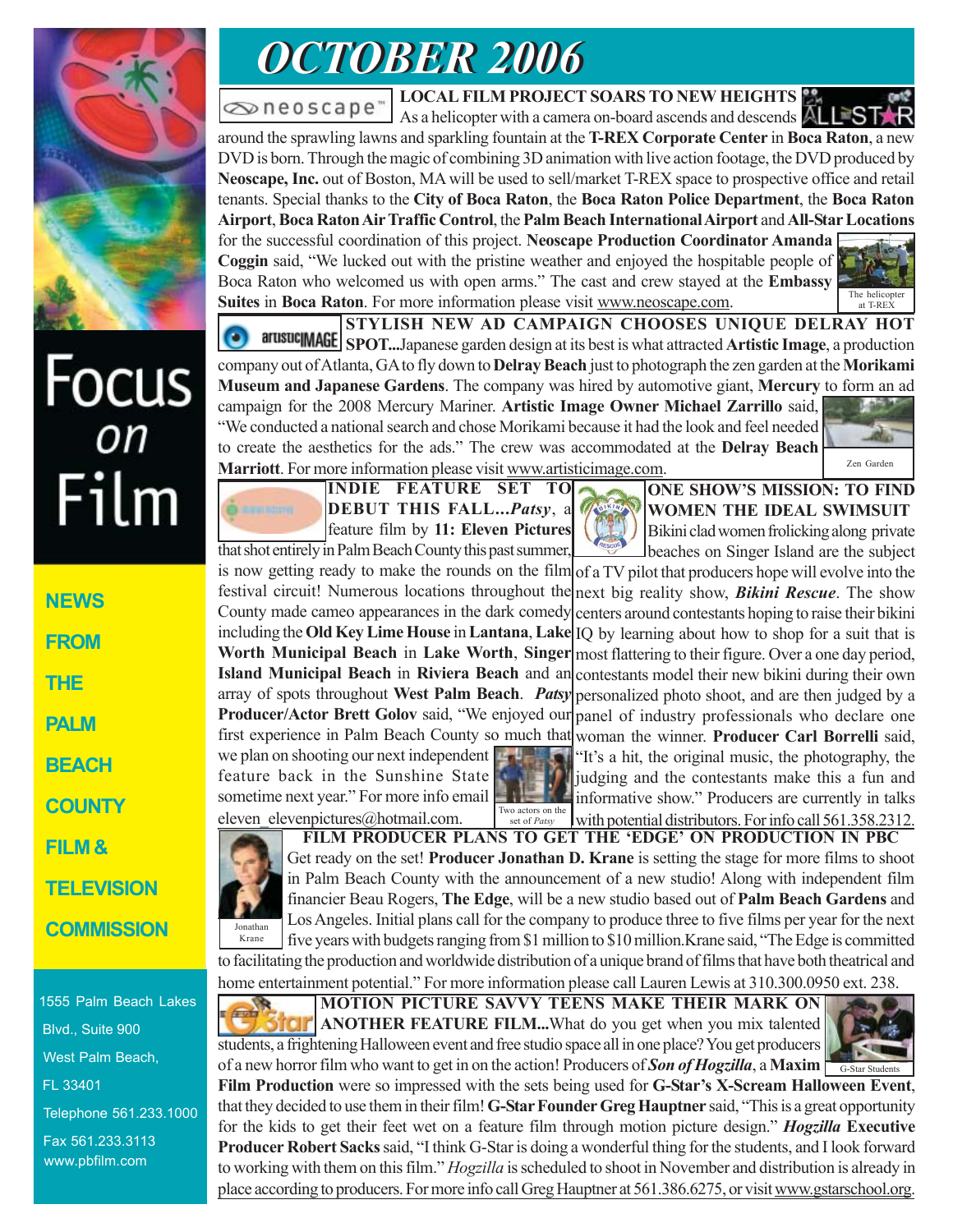# OCTOBER 2006

Focus *on* Film

NEWS FROM THE PALM BEACH COUNTY FILM & TELEVISION COMMISSION

1555 Palm Beach Lakes Blvd., Suite 900
West Palm Beach, FL 33401
Telephone 561.233.1000
Fax 561.233.3113
www.pbfilm.com

## LOCAL FILM PROJECT SOARS TO NEW HEIGHTS

As a helicopter with a camera on-board ascends and descends around the sprawling lawns and sparkling fountain at the **T-REX Corporate Center** in **Boca Raton**, a new DVD is born. Through the magic of combining 3D animation with live action footage, the DVD produced by **Neoscape, Inc.** out of Boston, MA will be used to sell/market T-REX space to prospective office and retail tenants. Special thanks to the **City of Boca Raton**, the **Boca Raton Police Department**, the **Boca Raton Airport**, **Boca Raton Air Traffic Control**, the **Palm Beach International Airport** and **All-Star Locations** for the successful coordination of this project. **Neoscape Production Coordinator Amanda Coggin** said, "We lucked out with the pristine weather and enjoyed the hospitable people of Boca Raton who welcomed us with open arms." The cast and crew stayed at the **Embassy Suites** in **Boca Raton**. For more information please visit www.neoscape.com.

The helicopter at T-REX

## STYLISH NEW AD CAMPAIGN CHOOSES UNIQUE DELRAY HOT SPOT...

Japanese garden design at its best is what attracted **Artistic Image**, a production company out of Atlanta, GA to fly down to **Delray Beach** just to photograph the zen garden at the **Morikami Museum and Japanese Gardens**. The company was hired by automotive giant, **Mercury** to form an ad campaign for the 2008 Mercury Mariner. **Artistic Image Owner Michael Zarrillo** said, "We conducted a national search and chose Morikami because it had the look and feel needed to create the aesthetics for the ads." The crew was accommodated at the **Delray Beach Marriott**. For more information please visit www.artisticimage.com.

Zen Garden

## INDIE FEATURE SET TO DEBUT THIS FALL...*Patsy*,

a feature film by **11: Eleven Pictures** that shot entirely in Palm Beach County this past summer, is now getting ready to make the rounds on the film festival circuit! Numerous locations throughout the County made cameo appearances in the dark comedy including the **Old Key Lime House** in **Lantana**, **Lake Worth Municipal Beach** in **Lake Worth**, **Singer Island Municipal Beach** in **Riviera Beach** and an array of spots throughout **West Palm Beach**. ***Patsy* Producer/Actor Brett Golov** said, "We enjoyed our first experience in Palm Beach County so much that we plan on shooting our next independent feature back in the Sunshine State sometime next year." For more info email eleven_elevenpictures@hotmail.com.

Two actors on the set of *Patsy*

## ONE SHOW'S MISSION: TO FIND WOMEN THE IDEAL SWIMSUIT

Bikini clad women frolicking along private beaches on Singer Island are the subject of a TV pilot that producers hope will evolve into the next big reality show, ***Bikini Rescue***. The show centers around contestants hoping to raise their bikini IQ by learning about how to shop for a suit that is most flattering to their figure. Over a one day period, contestants model their new bikini during their own personalized photo shoot, and are then judged by a panel of industry professionals who declare one woman the winner. **Producer Carl Borrelli** said, "It's a hit, the original music, the photography, the judging and the contestants make this a fun and informative show." Producers are currently in talks with potential distributors. For info call 561.358.2312.

## FILM PRODUCER PLANS TO GET THE 'EDGE' ON PRODUCTION IN PBC

Jonathan Krane

Get ready on the set! **Producer Jonathan D. Krane** is setting the stage for more films to shoot in Palm Beach County with the announcement of a new studio! Along with independent film financier Beau Rogers, **The Edge**, will be a new studio based out of **Palm Beach Gardens** and Los Angeles. Initial plans call for the company to produce three to five films per year for the next five years with budgets ranging from $1 million to $10 million. Krane said, "The Edge is committed to facilitating the production and worldwide distribution of a unique brand of films that have both theatrical and home entertainment potential." For more information please call Lauren Lewis at 310.300.0950 ext. 238.

## MOTION PICTURE SAVVY TEENS MAKE THEIR MARK ON ANOTHER FEATURE FILM...

What do you get when you mix talented students, a frightening Halloween event and free studio space all in one place? You get producers of a new horror film who want to get in on the action! Producers of ***Son of Hogzilla***, a **Maxim Film Production** were so impressed with the sets being used for **G-Star's X-Scream Halloween Event**, that they decided to use them in their film! **G-Star Founder Greg Hauptner** said, "This is a great opportunity for the kids to get their feet wet on a feature film through motion picture design." ***Hogzilla* Executive Producer Robert Sacks** said, "I think G-Star is doing a wonderful thing for the students, and I look forward to working with them on this film." *Hogzilla* is scheduled to shoot in November and distribution is already in place according to producers. For more info call Greg Hauptner at 561.386.6275, or visit www.gstarschool.org.

G-Star Students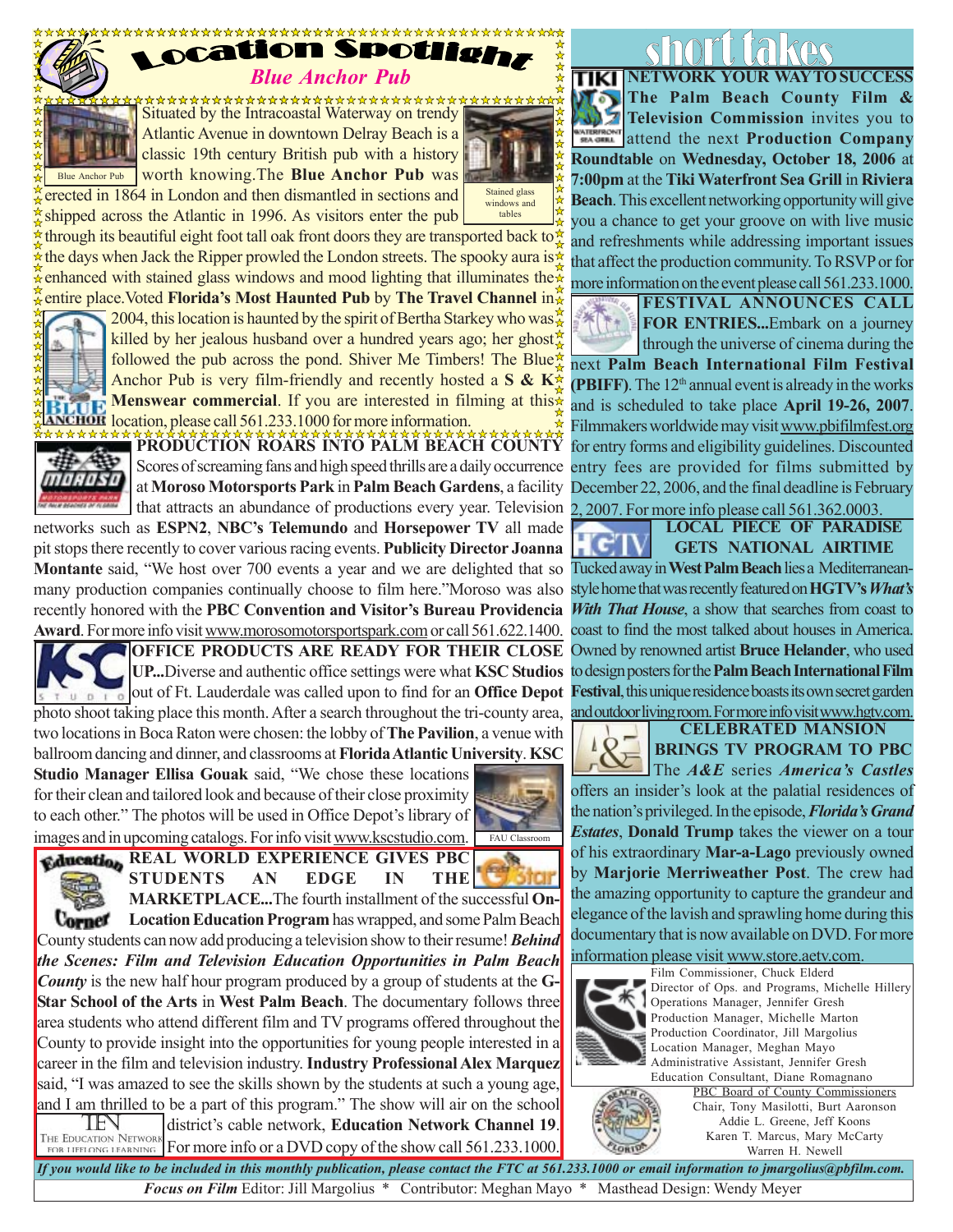# Location Spotlight

## *Blue Anchor Pub*

Blue Anchor Pub

Stained glass windows and tables

Situated by the Intracoastal Waterway on trendy Atlantic Avenue in downtown Delray Beach is a classic 19th century British pub with a history worth knowing. The **Blue Anchor Pub** was erected in 1864 in London and then dismantled in sections and shipped across the Atlantic in 1996. As visitors enter the pub through its beautiful eight foot tall oak front doors they are transported back to the days when Jack the Ripper prowled the London streets. The spooky aura is enhanced with stained glass windows and mood lighting that illuminates the entire place. Voted **Florida's Most Haunted Pub** by **The Travel Channel** in 2004, this location is haunted by the spirit of Bertha Starkey who was killed by her jealous husband over a hundred years ago; her ghost followed the pub across the pond. Shiver Me Timbers! The Blue Anchor Pub is very film-friendly and recently hosted a **S & K Menswear commercial**. If you are interested in filming at this location, please call 561.233.1000 for more information.

**PRODUCTION ROARS INTO PALM BEACH COUNTY**

Scores of screaming fans and high speed thrills are a daily occurrence at **Moroso Motorsports Park** in **Palm Beach Gardens**, a facility that attracts an abundance of productions every year. Television networks such as **ESPN2**, **NBC's Telemundo** and **Horsepower TV** all made pit stops there recently to cover various racing events. **Publicity Director Joanna Montante** said, "We host over 700 events a year and we are delighted that so many production companies continually choose to film here." Moroso was also recently honored with the **PBC Convention and Visitor's Bureau Providencia Award**. For more info visit www.morosomotorsportspark.com or call 561.622.1400.

**OFFICE PRODUCTS ARE READY FOR THEIR CLOSE UP...**Diverse and authentic office settings were what **KSC Studios** out of Ft. Lauderdale was called upon to find for an **Office Depot** photo shoot taking place this month. After a search throughout the tri-county area, two locations in Boca Raton were chosen: the lobby of **The Pavilion**, a venue with ballroom dancing and dinner, and classrooms at **Florida Atlantic University**. **KSC Studio Manager Ellisa Gouak** said, "We chose these locations for their clean and tailored look and because of their close proximity to each other." The photos will be used in Office Depot's library of images and in upcoming catalogs. For info visit www.kscstudio.com.

FAU Classroom

**Education Corner**

**REAL WORLD EXPERIENCE GIVES PBC STUDENTS AN EDGE IN THE MARKETPLACE...**The fourth installment of the successful **On-Location Education Program** has wrapped, and some Palm Beach County students can now add producing a television show to their resume! ***Behind the Scenes: Film and Television Education Opportunities in Palm Beach County*** is the new half hour program produced by a group of students at the **G-Star School of the Arts** in **West Palm Beach**. The documentary follows three area students who attend different film and TV programs offered throughout the County to provide insight into the opportunities for young people interested in a career in the film and television industry. **Industry Professional Alex Marquez** said, "I was amazed to see the skills shown by the students at such a young age, and I am thrilled to be a part of this program." The show will air on the school district's cable network, **Education Network Channel 19**. For more info or a DVD copy of the show call 561.233.1000.

# short takes

**NETWORK YOUR WAY TO SUCCESS**

**The Palm Beach County Film & Television Commission** invites you to attend the next **Production Company Roundtable** on **Wednesday, October 18, 2006** at **7:00pm** at the **Tiki Waterfront Sea Grill** in **Riviera Beach**. This excellent networking opportunity will give you a chance to get your groove on with live music and refreshments while addressing important issues that affect the production community. To RSVP or for more information on the event please call 561.233.1000.

**FESTIVAL ANNOUNCES CALL FOR ENTRIES...**Embark on a journey through the universe of cinema during the next **Palm Beach International Film Festival (PBIFF)**. The 12th annual event is already in the works and is scheduled to take place **April 19-26, 2007**. Filmmakers worldwide may visit www.pbifilmfest.org for entry forms and eligibility guidelines. Discounted entry fees are provided for films submitted by December 22, 2006, and the final deadline is February 2, 2007. For more info please call 561.362.0003.

**LOCAL PIECE OF PARADISE GETS NATIONAL AIRTIME**

Tucked away in **West Palm Beach** lies a Mediterranean-style home that was recently featured on **HGTV's *What's With That House***, a show that searches from coast to coast to find the most talked about houses in America. Owned by renowned artist **Bruce Helander**, who used to design posters for the **Palm Beach International Film Festival**, this unique residence boasts its own secret garden and outdoor living room. For more info visit www.hgtv.com.

**CELEBRATED MANSION BRINGS TV PROGRAM TO PBC**

The ***A&E*** series ***America's Castles*** offers an insider's look at the palatial residences of the nation's privileged. In the episode, ***Florida's Grand Estates***, **Donald Trump** takes the viewer on a tour of his extraordinary **Mar-a-Lago** previously owned by **Marjorie Merriweather Post**. The crew had the amazing opportunity to capture the grandeur and elegance of the lavish and sprawling home during this documentary that is now available on DVD. For more information please visit www.store.aetv.com.

Film Commissioner, Chuck Elderd
Director of Ops. and Programs, Michelle Hillery
Operations Manager, Jennifer Gresh
Production Manager, Michelle Marton
Production Coordinator, Jill Margolius
Location Manager, Meghan Mayo
Administrative Assistant, Jennifer Gresh
Education Consultant, Diane Romagnano

PBC Board of County Commissioners
Chair, Tony Masilotti, Burt Aaronson
Addie L. Greene, Jeff Koons
Karen T. Marcus, Mary McCarty
Warren H. Newell

*If you would like to be included in this monthly publication, please contact the FTC at 561.233.1000 or email information to jmargolius@pbfilm.com.*

*Focus on Film* Editor: Jill Margolius * Contributor: Meghan Mayo * Masthead Design: Wendy Meyer